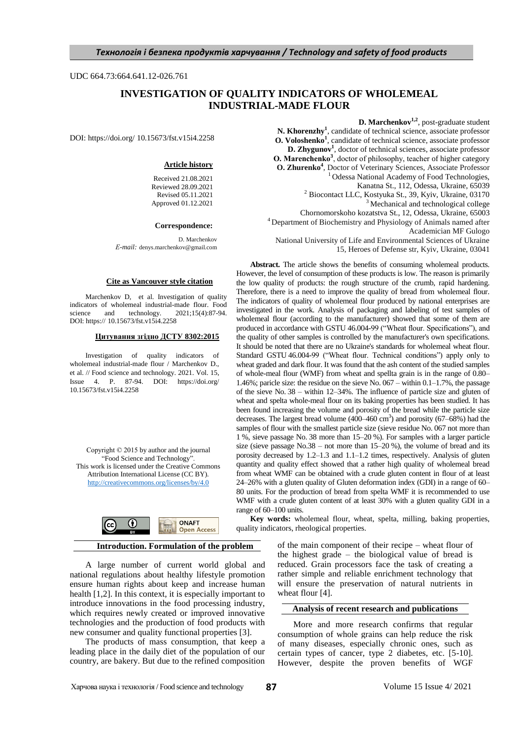UDC 664.73:664.641.12-026.761

# INVESTIGATION OF QUALITY INDICATORS OF WHOLEMEAL INDUSTRIAL-MADE FLOUR

DOI: https://doi.org/ 10.15673/fst.v15i4.2258

**Article history**

Received 21.08.2021
Reviewed 28.09.2021
Revised 05.11.2021
Approved 01.12.2021

**Correspondence:**

D. Marchenkov
*E-mail:* denys.marchenkov@gmail.com

**Cite as Vancouver style citation**

Marchenkov D, et al. Investigation of quality indicators of wholemeal industrial-made flour. Food science and technology. 2021;15(4):87-94. DOI: https:// 10.15673/fst.v15i4.2258

**Цитування згідно ДСТУ 8302:2015**

Investigation of quality indicators of wholemeal industrial-made flour / Marchenkov D., et al. // Food science and technology. 2021. Vol. 15, Issue 4. P. 87-94. DOI: https://doi.org/ 10.15673/fst.v15i4.2258

Copyright © 2015 by author and the journal "Food Science and Technology".
This work is licensed under the Creative Commons Attribution International License (CC BY).
http://creativecommons.org/licenses/by/4.0

**D. Marchenkov[1,2]**, post-graduate student
**N. Khorenzhy[1]**, candidate of technical science, associate professor
**O. Voloshenko[1]**, candidate of technical science, associate professor
**D. Zhygunov[1]**, doctor of technical sciences, associate professor
**O. Marenchenko[3]**, doctor of philosophy, teacher of higher category
**O. Zhurenko[4]**, Doctor of Veterinary Sciences, Associate Professor

[1] Odessa National Academy of Food Technologies, Kanatna St., 112, Odessa, Ukraine, 65039
[2] Biocontact LLC, Kostyuka St., 39, Kyiv, Ukraine, 03170
[3] Mechanical and technological college Chornomorskoho kozatstva St., 12, Odessa, Ukraine, 65003
[4] Department of Biochemistry and Physiology of Animals named after Academician MF Gulogo National University of Life and Environmental Sciences of Ukraine 15, Heroes of Defense str, Kyiv, Ukraine, 03041

**Abstract.** The article shows the benefits of consuming wholemeal products. However, the level of consumption of these products is low. The reason is primarily the low quality of products: the rough structure of the crumb, rapid hardening. Therefore, there is a need to improve the quality of bread from wholemeal flour. The indicators of quality of wholemeal flour produced by national enterprises are investigated in the work. Analysis of packaging and labeling of test samples of wholemeal flour (according to the manufacturer) showed that some of them are produced in accordance with GSTU 46.004-99 ("Wheat flour. Specifications"), and the quality of other samples is controlled by the manufacturer's own specifications. It should be noted that there are no Ukraine's standards for wholemeal wheat flour. Standard GSTU 46.004-99 ("Wheat flour. Technical conditions") apply only to wheat graded and dark flour. It was found that the ash content of the studied samples of whole-meal flour (WMF) from wheat and spellta grain is in the range of 0.80–1.46%; paricle size: the residue on the sieve No. 067 – within 0.1–1.7%, the passage of the sieve No. 38 – within 12–34%. The influence of particle size and gluten of wheat and spelta whole-meal flour on its baking properties has been studied. It has been found increasing the volume and porosity of the bread while the particle size decreases. The largest bread volume (400–460 $cm^3$) and porosity (67–68%) had the samples of flour with the smallest particle size (sieve residue No. 067 not more than 1 %, sieve passage No. 38 more than 15–20 %). For samples with a larger particle size (sieve passage No.38 – not more than 15–20 %), the volume of bread and its porosity decreased by 1.2–1.3 and 1.1–1.2 times, respectively. Analysis of gluten quantity and quality effect showed that a rather high quality of wholemeal bread from wheat WMF can be obtained with a crude gluten content in flour of at least 24–26% with a gluten quality of Gluten deformation index (GDI) in a range of 60–80 units. For the production of bread from spelta WMF it is recommended to use WMF with a crude gluten content of at least 30% with a gluten quality GDI in a range of 60–100 units.

**Key words:** wholemeal flour, wheat, spelta, milling, baking properties, quality indicators, rheological properties.

## Introduction. Formulation of the problem

A large number of current world global and national regulations about healthy lifestyle promotion ensure human rights about keep and increase human health [1,2]. In this context, it is especially important to introduce innovations in the food processing industry, which requires newly created or improved innovative technologies and the production of food products with new consumer and quality functional properties [3].

The products of mass consumption, that keep a leading place in the daily diet of the population of our country, are bakery. But due to the refined composition of the main component of their recipe – wheat flour of the highest grade – the biological value of bread is reduced. Grain processors face the task of creating a rather simple and reliable enrichment technology that will ensure the preservation of natural nutrients in wheat flour [4].

## Analysis of recent research and publications

More and more research confirms that regular consumption of whole grains can help reduce the risk of many diseases, especially chronic ones, such as certain types of cancer, type 2 diabetes, etc. [5-10]. However, despite the proven benefits of WGF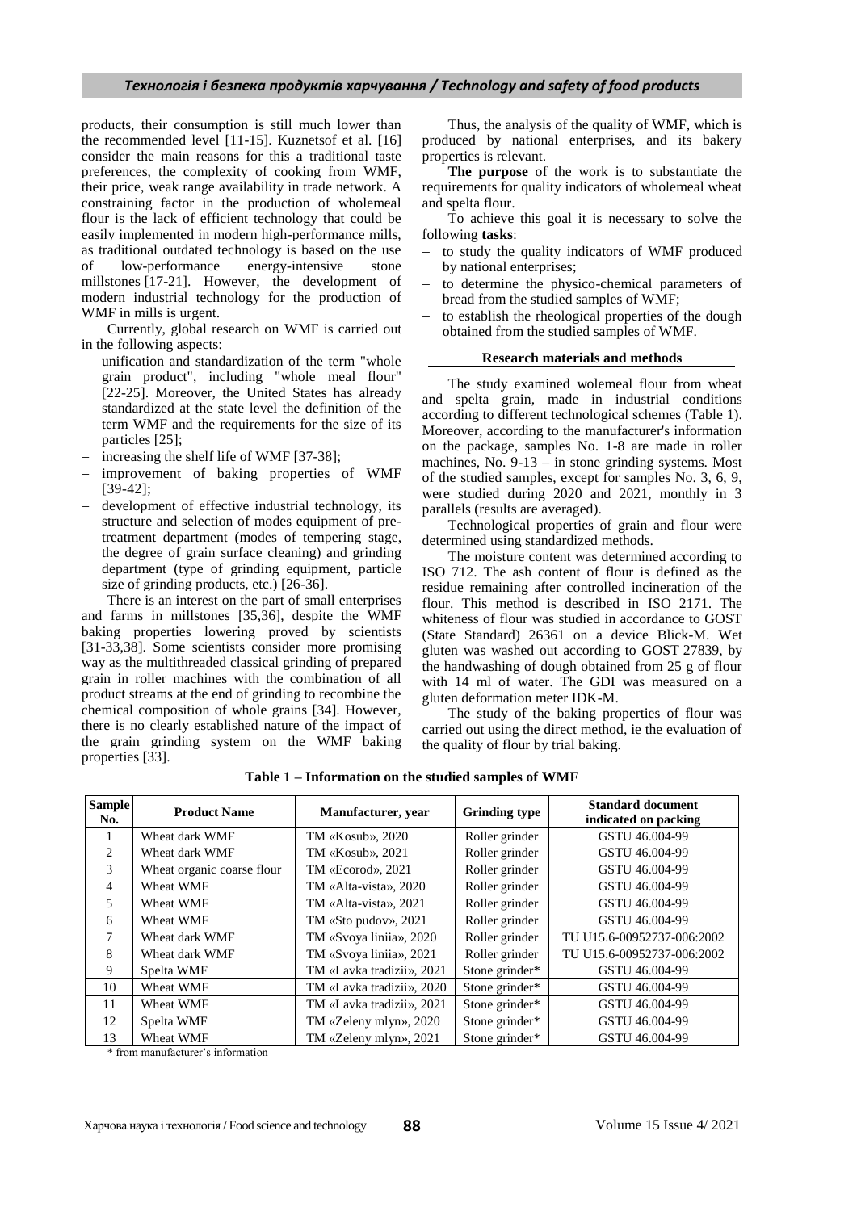products, their consumption is still much lower than the recommended level [11-15]. Kuznetsof et al. [16] consider the main reasons for this a traditional taste preferences, the complexity of cooking from WMF, their price, weak range availability in trade network. A constraining factor in the production of wholemeal flour is the lack of efficient technology that could be easily implemented in modern high-performance mills, as traditional outdated technology is based on the use of low-performance energy-intensive stone millstones [17-21]. However, the development of modern industrial technology for the production of WMF in mills is urgent.

Currently, global research on WMF is carried out in the following aspects:

- unification and standardization of the term "whole grain product", including "whole meal flour" [22-25]. Moreover, the United States has already standardized at the state level the definition of the term WMF and the requirements for the size of its particles [25];
- increasing the shelf life of WMF [37-38];
- improvement of baking properties of WMF [39-42];
- development of effective industrial technology, its structure and selection of modes equipment of pre-treatment department (modes of tempering stage, the degree of grain surface cleaning) and grinding department (type of grinding equipment, particle size of grinding products, etc.) [26-36].

There is an interest on the part of small enterprises and farms in millstones [35,36], despite the WMF baking properties lowering proved by scientists [31-33,38]. Some scientists consider more promising way as the multithreaded classical grinding of prepared grain in roller machines with the combination of all product streams at the end of grinding to recombine the chemical composition of whole grains [34]. However, there is no clearly established nature of the impact of the grain grinding system on the WMF baking properties [33].

Thus, the analysis of the quality of WMF, which is produced by national enterprises, and its bakery properties is relevant.

**The purpose** of the work is to substantiate the requirements for quality indicators of wholemeal wheat and spelta flour.

To achieve this goal it is necessary to solve the following **tasks**:

- to study the quality indicators of WMF produced by national enterprises;
- to determine the physico-chemical parameters of bread from the studied samples of WMF;
- to establish the rheological properties of the dough obtained from the studied samples of WMF.

## Research materials and methods

The study examined wolemeal flour from wheat and spelta grain, made in industrial conditions according to different technological schemes (Table 1). Moreover, according to the manufacturer's information on the package, samples No. 1-8 are made in roller machines, No. 9-13 – in stone grinding systems. Most of the studied samples, except for samples No. 3, 6, 9, were studied during 2020 and 2021, monthly in 3 parallels (results are averaged).

Technological properties of grain and flour were determined using standardized methods.

The moisture content was determined according to ISO 712. The ash content of flour is defined as the residue remaining after controlled incineration of the flour. This method is described in ISO 2171. The whiteness of flour was studied in accordance to GOST (State Standard) 26361 on a device Blick-M. Wet gluten was washed out according to GOST 27839, by the handwashing of dough obtained from 25 g of flour with 14 ml of water. The GDI was measured on a gluten deformation meter IDK-M.

The study of the baking properties of flour was carried out using the direct method, ie the evaluation of the quality of flour by trial baking.

**Table 1 – Information on the studied samples of WMF**

| Sample No. | Product Name | Manufacturer, year | Grinding type | Standard document indicated on packing |
|---|---|---|---|---|
| 1 | Wheat dark WMF | TM «Kosub», 2020 | Roller grinder | GSTU 46.004-99 |
| 2 | Wheat dark WMF | TM «Kosub», 2021 | Roller grinder | GSTU 46.004-99 |
| 3 | Wheat organic coarse flour | TM «Ecorod», 2021 | Roller grinder | GSTU 46.004-99 |
| 4 | Wheat WMF | TM «Alta-vista», 2020 | Roller grinder | GSTU 46.004-99 |
| 5 | Wheat WMF | TM «Alta-vista», 2021 | Roller grinder | GSTU 46.004-99 |
| 6 | Wheat WMF | TM «Sto pudov», 2021 | Roller grinder | GSTU 46.004-99 |
| 7 | Wheat dark WMF | TM «Svoya liniia», 2020 | Roller grinder | TU U15.6-00952737-006:2002 |
| 8 | Wheat dark WMF | TM «Svoya liniia», 2021 | Roller grinder | TU U15.6-00952737-006:2002 |
| 9 | Spelta WMF | TM «Lavka tradizii», 2021 | Stone grinder* | GSTU 46.004-99 |
| 10 | Wheat WMF | TM «Lavka tradizii», 2020 | Stone grinder* | GSTU 46.004-99 |
| 11 | Wheat WMF | TM «Lavka tradizii», 2021 | Stone grinder* | GSTU 46.004-99 |
| 12 | Spelta WMF | TM «Zeleny mlyn», 2020 | Stone grinder* | GSTU 46.004-99 |
| 13 | Wheat WMF | TM «Zeleny mlyn», 2021 | Stone grinder* | GSTU 46.004-99 |

\* from manufacturer's information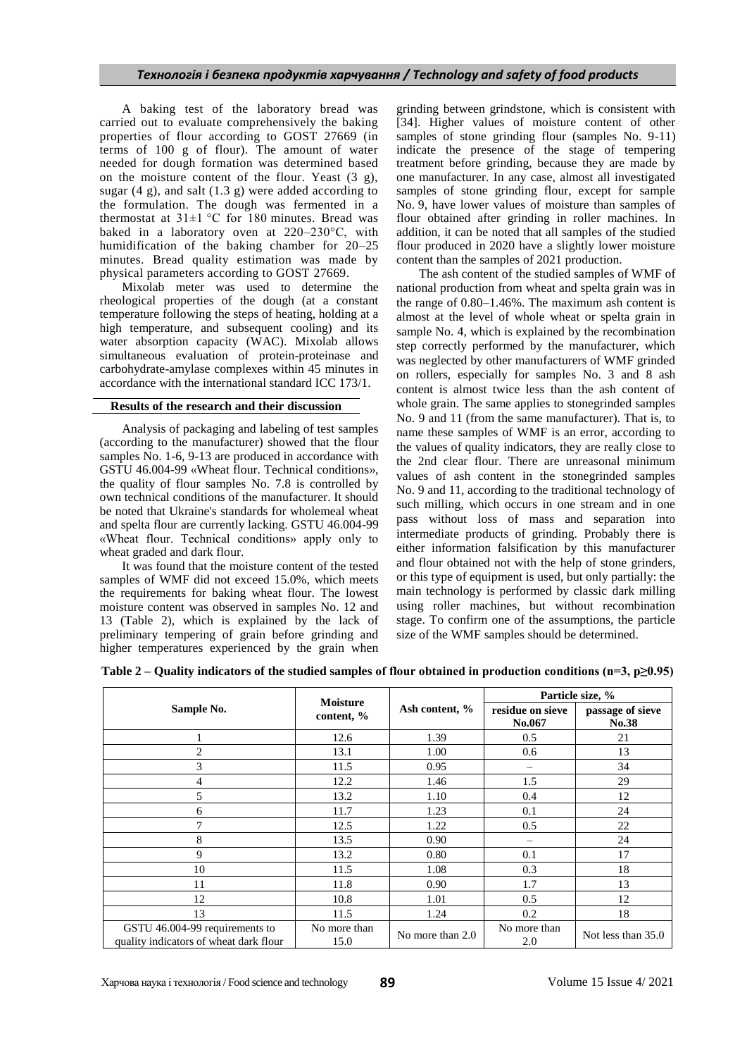A baking test of the laboratory bread was carried out to evaluate comprehensively the baking properties of flour according to GOST 27669 (in terms of 100 g of flour). The amount of water needed for dough formation was determined based on the moisture content of the flour. Yeast (3 g), sugar (4 g), and salt (1.3 g) were added according to the formulation. The dough was fermented in a thermostat at 31±1 °C for 180 minutes. Bread was baked in a laboratory oven at 220–230°C, with humidification of the baking chamber for 20–25 minutes. Bread quality estimation was made by physical parameters according to GOST 27669.

Mixolab meter was used to determine the rheological properties of the dough (at a constant temperature following the steps of heating, holding at a high temperature, and subsequent cooling) and its water absorption capacity (WAC). Mixolab allows simultaneous evaluation of protein-proteinase and carbohydrate-amylase complexes within 45 minutes in accordance with the international standard ICC 173/1.

## Results of the research and their discussion

Analysis of packaging and labeling of test samples (according to the manufacturer) showed that the flour samples No. 1-6, 9-13 are produced in accordance with GSTU 46.004-99 «Wheat flour. Technical conditions», the quality of flour samples No. 7.8 is controlled by own technical conditions of the manufacturer. It should be noted that Ukraine's standards for wholemeal wheat and spelta flour are currently lacking. GSTU 46.004-99 «Wheat flour. Technical conditions» apply only to wheat graded and dark flour.

It was found that the moisture content of the tested samples of WMF did not exceed 15.0%, which meets the requirements for baking wheat flour. The lowest moisture content was observed in samples No. 12 and 13 (Table 2), which is explained by the lack of preliminary tempering of grain before grinding and higher temperatures experienced by the grain when grinding between grindstone, which is consistent with [34]. Higher values of moisture content of other samples of stone grinding flour (samples No. 9-11) indicate the presence of the stage of tempering treatment before grinding, because they are made by one manufacturer. In any case, almost all investigated samples of stone grinding flour, except for sample No. 9, have lower values of moisture than samples of flour obtained after grinding in roller machines. In addition, it can be noted that all samples of the studied flour produced in 2020 have a slightly lower moisture content than the samples of 2021 production.

The ash content of the studied samples of WMF of national production from wheat and spelta grain was in the range of 0.80–1.46%. The maximum ash content is almost at the level of whole wheat or spelta grain in sample No. 4, which is explained by the recombination step correctly performed by the manufacturer, which was neglected by other manufacturers of WMF grinded on rollers, especially for samples No. 3 and 8 ash content is almost twice less than the ash content of whole grain. The same applies to stonegrinded samples No. 9 and 11 (from the same manufacturer). That is, to name these samples of WMF is an error, according to the values of quality indicators, they are really close to the 2nd clear flour. There are unreasonal minimum values of ash content in the stonegrinded samples No. 9 and 11, according to the traditional technology of such milling, which occurs in one stream and in one pass without loss of mass and separation into intermediate products of grinding. Probably there is either information falsification by this manufacturer and flour obtained not with the help of stone grinders, or this type of equipment is used, but only partially: the main technology is performed by classic dark milling using roller machines, but without recombination stage. To confirm one of the assumptions, the particle size of the WMF samples should be determined.

**Table 2 – Quality indicators of the studied samples of flour obtained in production conditions (n=3, p≥0.95)**

| Sample No. | Moisture content, % | Ash content, % | Particle size, % | |
|---|---|---|---|---|
| | | | residue on sieve No.067 | passage of sieve No.38 |
| 1 | 12.6 | 1.39 | 0.5 | 21 |
| 2 | 13.1 | 1.00 | 0.6 | 13 |
| 3 | 11.5 | 0.95 | – | 34 |
| 4 | 12.2 | 1.46 | 1.5 | 29 |
| 5 | 13.2 | 1.10 | 0.4 | 12 |
| 6 | 11.7 | 1.23 | 0.1 | 24 |
| 7 | 12.5 | 1.22 | 0.5 | 22 |
| 8 | 13.5 | 0.90 | – | 24 |
| 9 | 13.2 | 0.80 | 0.1 | 17 |
| 10 | 11.5 | 1.08 | 0.3 | 18 |
| 11 | 11.8 | 0.90 | 1.7 | 13 |
| 12 | 10.8 | 1.01 | 0.5 | 12 |
| 13 | 11.5 | 1.24 | 0.2 | 18 |
| GSTU 46.004-99 requirements to quality indicators of wheat dark flour | No more than 15.0 | No more than 2.0 | No more than 2.0 | Not less than 35.0 |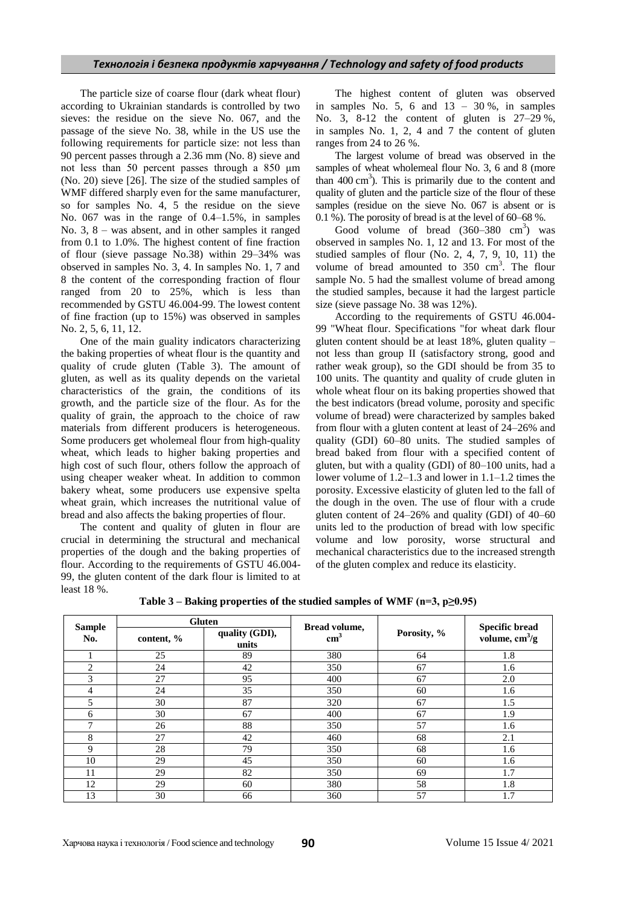The particle size of coarse flour (dark wheat flour) according to Ukrainian standards is controlled by two sieves: the residue on the sieve No. 067, and the passage of the sieve No. 38, while in the US use the following requirements for particle size: not less than 90 percent passes through a 2.36 mm (No. 8) sieve and not less than 50 percent passes through a 850 µm (No. 20) sieve [26]. The size of the studied samples of WMF differed sharply even for the same manufacturer, so for samples No. 4, 5 the residue on the sieve No. 067 was in the range of 0.4–1.5%, in samples No. 3, 8 – was absent, and in other samples it ranged from 0.1 to 1.0%. The highest content of fine fraction of flour (sieve passage No.38) within 29–34% was observed in samples No. 3, 4. In samples No. 1, 7 and 8 the content of the corresponding fraction of flour ranged from 20 to 25%, which is less than recommended by GSTU 46.004-99. The lowest content of fine fraction (up to 15%) was observed in samples No. 2, 5, 6, 11, 12.

One of the main guality indicators characterizing the baking properties of wheat flour is the quantity and quality of crude gluten (Table 3). The amount of gluten, as well as its quality depends on the varietal characteristics of the grain, the conditions of its growth, and the particle size of the flour. As for the quality of grain, the approach to the choice of raw materials from different producers is heterogeneous. Some producers get wholemeal flour from high-quality wheat, which leads to higher baking properties and high cost of such flour, others follow the approach of using cheaper weaker wheat. In addition to common bakery wheat, some producers use expensive spelta wheat grain, which increases the nutritional value of bread and also affects the baking properties of flour.

The content and quality of gluten in flour are crucial in determining the structural and mechanical properties of the dough and the baking properties of flour. According to the requirements of GSTU 46.004-99, the gluten content of the dark flour is limited to at least 18 %.

The highest content of gluten was observed in samples No. 5, 6 and 13 – 30 %, in samples No. 3, 8-12 the content of gluten is 27–29 %, in samples No. 1, 2, 4 and 7 the content of gluten ranges from 24 to 26 %.

The largest volume of bread was observed in the samples of wheat wholemeal flour No. 3, 6 and 8 (more than 400 $cm^3$). This is primarily due to the content and quality of gluten and the particle size of the flour of these samples (residue on the sieve No. 067 is absent or is 0.1 %). The porosity of bread is at the level of 60–68 %.

Good volume of bread (360–380 $cm^3$) was observed in samples No. 1, 12 and 13. For most of the studied samples of flour (No. 2, 4, 7, 9, 10, 11) the volume of bread amounted to 350 $cm^3$. The flour sample No. 5 had the smallest volume of bread among the studied samples, because it had the largest particle size (sieve passage No. 38 was 12%).

According to the requirements of GSTU 46.004-99 "Wheat flour. Specifications "for wheat dark flour gluten content should be at least 18%, gluten quality – not less than group II (satisfactory strong, good and rather weak group), so the GDI should be from 35 to 100 units. The quantity and quality of crude gluten in whole wheat flour on its baking properties showed that the best indicators (bread volume, porosity and specific volume of bread) were characterized by samples baked from flour with a gluten content at least of 24–26% and quality (GDI) 60–80 units. The studied samples of bread baked from flour with a specified content of gluten, but with a quality (GDI) of 80–100 units, had a lower volume of 1.2–1.3 and lower in 1.1–1.2 times the porosity. Excessive elasticity of gluten led to the fall of the dough in the oven. The use of flour with a crude gluten content of 24–26% and quality (GDI) of 40–60 units led to the production of bread with low specific volume and low porosity, worse structural and mechanical characteristics due to the increased strength of the gluten complex and reduce its elasticity.

**Table 3 – Baking properties of the studied samples of WMF (n=3, p≥0.95)**

| Sample No. | Gluten | | Bread volume, $cm^3$ | Porosity, % | Specific bread volume, $cm^3/g$ |
|---|---|---|---|---|---|
| | content, % | quality (GDI), units | | | |
| 1 | 25 | 89 | 380 | 64 | 1.8 |
| 2 | 24 | 42 | 350 | 67 | 1.6 |
| 3 | 27 | 95 | 400 | 67 | 2.0 |
| 4 | 24 | 35 | 350 | 60 | 1.6 |
| 5 | 30 | 87 | 320 | 67 | 1.5 |
| 6 | 30 | 67 | 400 | 67 | 1.9 |
| 7 | 26 | 88 | 350 | 57 | 1.6 |
| 8 | 27 | 42 | 460 | 68 | 2.1 |
| 9 | 28 | 79 | 350 | 68 | 1.6 |
| 10 | 29 | 45 | 350 | 60 | 1.6 |
| 11 | 29 | 82 | 350 | 69 | 1.7 |
| 12 | 29 | 60 | 380 | 58 | 1.8 |
| 13 | 30 | 66 | 360 | 57 | 1.7 |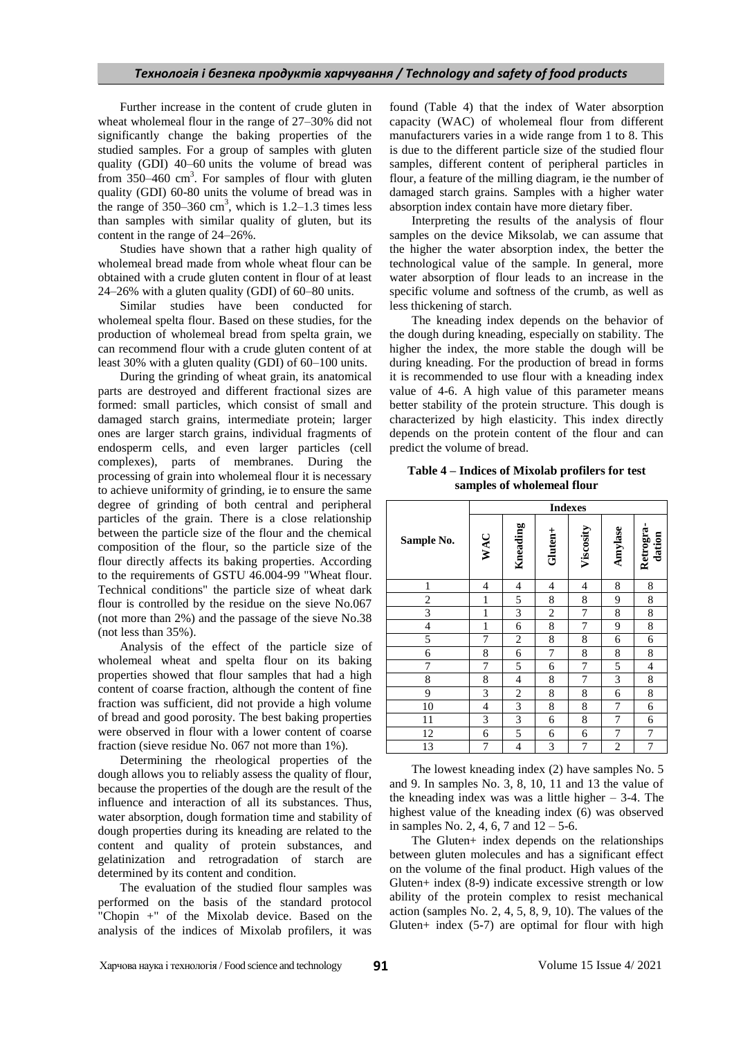Further increase in the content of crude gluten in wheat wholemeal flour in the range of 27–30% did not significantly change the baking properties of the studied samples. For a group of samples with gluten quality (GDI) 40–60 units the volume of bread was from 350–460 $cm^3$. For samples of flour with gluten quality (GDI) 60-80 units the volume of bread was in the range of 350–360 $cm^3$, which is 1.2–1.3 times less than samples with similar quality of gluten, but its content in the range of 24–26%.

Studies have shown that a rather high quality of wholemeal bread made from whole wheat flour can be obtained with a crude gluten content in flour of at least 24–26% with a gluten quality (GDI) of 60–80 units.

Similar studies have been conducted for wholemeal spelta flour. Based on these studies, for the production of wholemeal bread from spelta grain, we can recommend flour with a crude gluten content of at least 30% with a gluten quality (GDI) of 60–100 units.

During the grinding of wheat grain, its anatomical parts are destroyed and different fractional sizes are formed: small particles, which consist of small and damaged starch grains, intermediate protein; larger ones are larger starch grains, individual fragments of endosperm cells, and even larger particles (cell complexes), parts of membranes. During the processing of grain into wholemeal flour it is necessary to achieve uniformity of grinding, ie to ensure the same degree of grinding of both central and peripheral particles of the grain. There is a close relationship between the particle size of the flour and the chemical composition of the flour, so the particle size of the flour directly affects its baking properties. According to the requirements of GSTU 46.004-99 "Wheat flour. Technical conditions" the particle size of wheat dark flour is controlled by the residue on the sieve No.067 (not more than 2%) and the passage of the sieve No.38 (not less than 35%).

Analysis of the effect of the particle size of wholemeal wheat and spelta flour on its baking properties showed that flour samples that had a high content of coarse fraction, although the content of fine fraction was sufficient, did not provide a high volume of bread and good porosity. The best baking properties were observed in flour with a lower content of coarse fraction (sieve residue No. 067 not more than 1%).

Determining the rheological properties of the dough allows you to reliably assess the quality of flour, because the properties of the dough are the result of the influence and interaction of all its substances. Thus, water absorption, dough formation time and stability of dough properties during its kneading are related to the content and quality of protein substances, and gelatinization and retrogradation of starch are determined by its content and condition.

The evaluation of the studied flour samples was performed on the basis of the standard protocol "Chopin +" of the Mixolab device. Based on the analysis of the indices of Mixolab profilers, it was found (Table 4) that the index of Water absorption capacity (WAC) of wholemeal flour from different manufacturers varies in a wide range from 1 to 8. This is due to the different particle size of the studied flour samples, different content of peripheral particles in flour, a feature of the milling diagram, ie the number of damaged starch grains. Samples with a higher water absorption index contain have more dietary fiber.

Interpreting the results of the analysis of flour samples on the device Miksolab, we can assume that the higher the water absorption index, the better the technological value of the sample. In general, more water absorption of flour leads to an increase in the specific volume and softness of the crumb, as well as less thickening of starch.

The kneading index depends on the behavior of the dough during kneading, especially on stability. The higher the index, the more stable the dough will be during kneading. For the production of bread in forms it is recommended to use flour with a kneading index value of 4-6. A high value of this parameter means better stability of the protein structure. This dough is characterized by high elasticity. This index directly depends on the protein content of the flour and can predict the volume of bread.

**Table 4 – Indices of Mixolab profilers for test samples of wholemeal flour**

| Sample No. | Indexes | | | | | |
|---|---|---|---|---|---|---|
| | WAC | Kneading | Gluten+ | Viscosity | Amylase | Retrogradation |
| 1 | 4 | 4 | 4 | 4 | 8 | 8 |
| 2 | 1 | 5 | 8 | 8 | 9 | 8 |
| 3 | 1 | 3 | 2 | 7 | 8 | 8 |
| 4 | 1 | 6 | 8 | 7 | 9 | 8 |
| 5 | 7 | 2 | 8 | 8 | 6 | 6 |
| 6 | 8 | 6 | 7 | 8 | 8 | 8 |
| 7 | 7 | 5 | 6 | 7 | 5 | 4 |
| 8 | 8 | 4 | 8 | 7 | 3 | 8 |
| 9 | 3 | 2 | 8 | 8 | 6 | 8 |
| 10 | 4 | 3 | 8 | 8 | 7 | 6 |
| 11 | 3 | 3 | 6 | 8 | 7 | 6 |
| 12 | 6 | 5 | 6 | 6 | 7 | 7 |
| 13 | 7 | 4 | 3 | 7 | 2 | 7 |

The lowest kneading index (2) have samples No. 5 and 9. In samples No. 3, 8, 10, 11 and 13 the value of the kneading index was was a little higher – 3-4. The highest value of the kneading index (6) was observed in samples No. 2, 4, 6, 7 and 12 – 5-6.

The Gluten+ index depends on the relationships between gluten molecules and has a significant effect on the volume of the final product. High values of the Gluten+ index (8-9) indicate excessive strength or low ability of the protein complex to resist mechanical action (samples No. 2, 4, 5, 8, 9, 10). The values of the Gluten+ index (5-7) are optimal for flour with high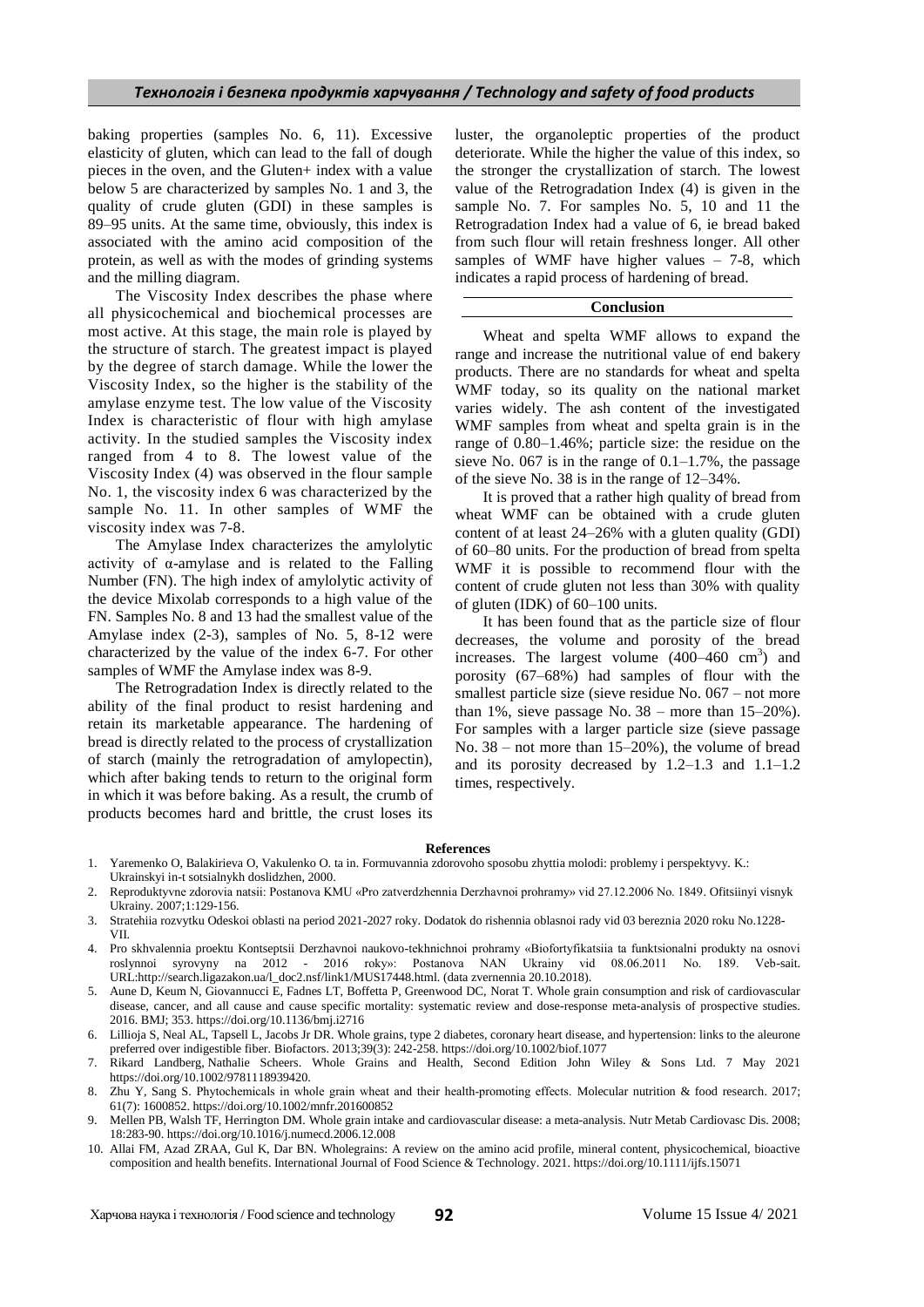baking properties (samples No. 6, 11). Excessive elasticity of gluten, which can lead to the fall of dough pieces in the oven, and the Gluten+ index with a value below 5 are characterized by samples No. 1 and 3, the quality of crude gluten (GDI) in these samples is 89–95 units. At the same time, obviously, this index is associated with the amino acid composition of the protein, as well as with the modes of grinding systems and the milling diagram.

The Viscosity Index describes the phase where all physicochemical and biochemical processes are most active. At this stage, the main role is played by the structure of starch. The greatest impact is played by the degree of starch damage. While the lower the Viscosity Index, so the higher is the stability of the amylase enzyme test. The low value of the Viscosity Index is characteristic of flour with high amylase activity. In the studied samples the Viscosity index ranged from 4 to 8. The lowest value of the Viscosity Index (4) was observed in the flour sample No. 1, the viscosity index 6 was characterized by the sample No. 11. In other samples of WMF the viscosity index was 7-8.

The Amylase Index characterizes the amylolytic activity of α-amylase and is related to the Falling Number (FN). The high index of amylolytic activity of the device Mixolab corresponds to a high value of the FN. Samples No. 8 and 13 had the smallest value of the Amylase index (2-3), samples of No. 5, 8-12 were characterized by the value of the index 6-7. For other samples of WMF the Amylase index was 8-9.

The Retrogradation Index is directly related to the ability of the final product to resist hardening and retain its marketable appearance. The hardening of bread is directly related to the process of crystallization of starch (mainly the retrogradation of amylopectin), which after baking tends to return to the original form in which it was before baking. As a result, the crumb of products becomes hard and brittle, the crust loses its luster, the organoleptic properties of the product deteriorate. While the higher the value of this index, so the stronger the crystallization of starch. The lowest value of the Retrogradation Index (4) is given in the sample No. 7. For samples No. 5, 10 and 11 the Retrogradation Index had a value of 6, ie bread baked from such flour will retain freshness longer. All other samples of WMF have higher values – 7-8, which indicates a rapid process of hardening of bread.

## Conclusion

Wheat and spelta WMF allows to expand the range and increase the nutritional value of end bakery products. There are no standards for wheat and spelta WMF today, so its quality on the national market varies widely. The ash content of the investigated WMF samples from wheat and spelta grain is in the range of 0.80–1.46%; particle size: the residue on the sieve No. 067 is in the range of 0.1–1.7%, the passage of the sieve No. 38 is in the range of 12–34%.

It is proved that a rather high quality of bread from wheat WMF can be obtained with a crude gluten content of at least 24–26% with a gluten quality (GDI) of 60–80 units. For the production of bread from spelta WMF it is possible to recommend flour with the content of crude gluten not less than 30% with quality of gluten (IDK) of 60–100 units.

It has been found that as the particle size of flour decreases, the volume and porosity of the bread increases. The largest volume (400–460 $cm^3$) and porosity (67–68%) had samples of flour with the smallest particle size (sieve residue No. 067 – not more than 1%, sieve passage No. 38 – more than 15–20%). For samples with a larger particle size (sieve passage No. 38 – not more than 15–20%), the volume of bread and its porosity decreased by 1.2–1.3 and 1.1–1.2 times, respectively.

### References

1. Yaremenko O, Balakirieva O, Vakulenko O. ta in. Formuvannia zdorovoho sposobu zhyttia molodi: problemy i perspektyvy. K.: Ukrainskyi in-t sotsialnykh doslidzhen, 2000.
2. Reproduktyvne zdorovia natsii: Postanova KMU «Pro zatverdzhennia Derzhavnoi prohramy» vid 27.12.2006 No. 1849. Ofitsiinyi visnyk Ukrainy. 2007;1:129-156.
3. Stratehiia rozvytku Odeskoi oblasti na period 2021-2027 roky. Dodatok do rishennia oblasnoi rady vid 03 bereznia 2020 roku No.1228-VII.
4. Pro skhvalennia proektu Kontseptsii Derzhavnoi naukovo-tekhnichnoi prohramy «Biofortyfikatsiia ta funktsionalni produkty na osnovi roslynnoi syrovyny na 2012 - 2016 roky»: Postanova NAN Ukrainy vid 08.06.2011 No. 189. Veb-sait. URL:http://search.ligazakon.ua/l_doc2.nsf/link1/MUS17448.html. (data zvernennia 20.10.2018).
5. Aune D, Keum N, Giovannucci E, Fadnes LT, Boffetta P, Greenwood DC, Norat T. Whole grain consumption and risk of cardiovascular disease, cancer, and all cause and cause specific mortality: systematic review and dose-response meta-analysis of prospective studies. 2016. BMJ; 353. https://doi.org/10.1136/bmj.i2716
6. Lillioja S, Neal AL, Tapsell L, Jacobs Jr DR. Whole grains, type 2 diabetes, coronary heart disease, and hypertension: links to the aleurone preferred over indigestible fiber. Biofactors. 2013;39(3): 242-258. https://doi.org/10.1002/biof.1077
7. Rikard Landberg, Nathalie Scheers. Whole Grains and Health, Second Edition John Wiley & Sons Ltd. 7 May 2021 https://doi.org/10.1002/9781118939420.
8. Zhu Y, Sang S. Phytochemicals in whole grain wheat and their health-promoting effects. Molecular nutrition & food research. 2017; 61(7): 1600852. https://doi.org/10.1002/mnfr.201600852
9. Mellen PB, Walsh TF, Herrington DM. Whole grain intake and cardiovascular disease: a meta-analysis. Nutr Metab Cardiovasc Dis. 2008; 18:283-90. https://doi.org/10.1016/j.numecd.2006.12.008
10. Allai FM, Azad ZRAA, Gul K, Dar BN. Wholegrains: A review on the amino acid profile, mineral content, physicochemical, bioactive composition and health benefits. International Journal of Food Science & Technology. 2021. https://doi.org/10.1111/ijfs.15071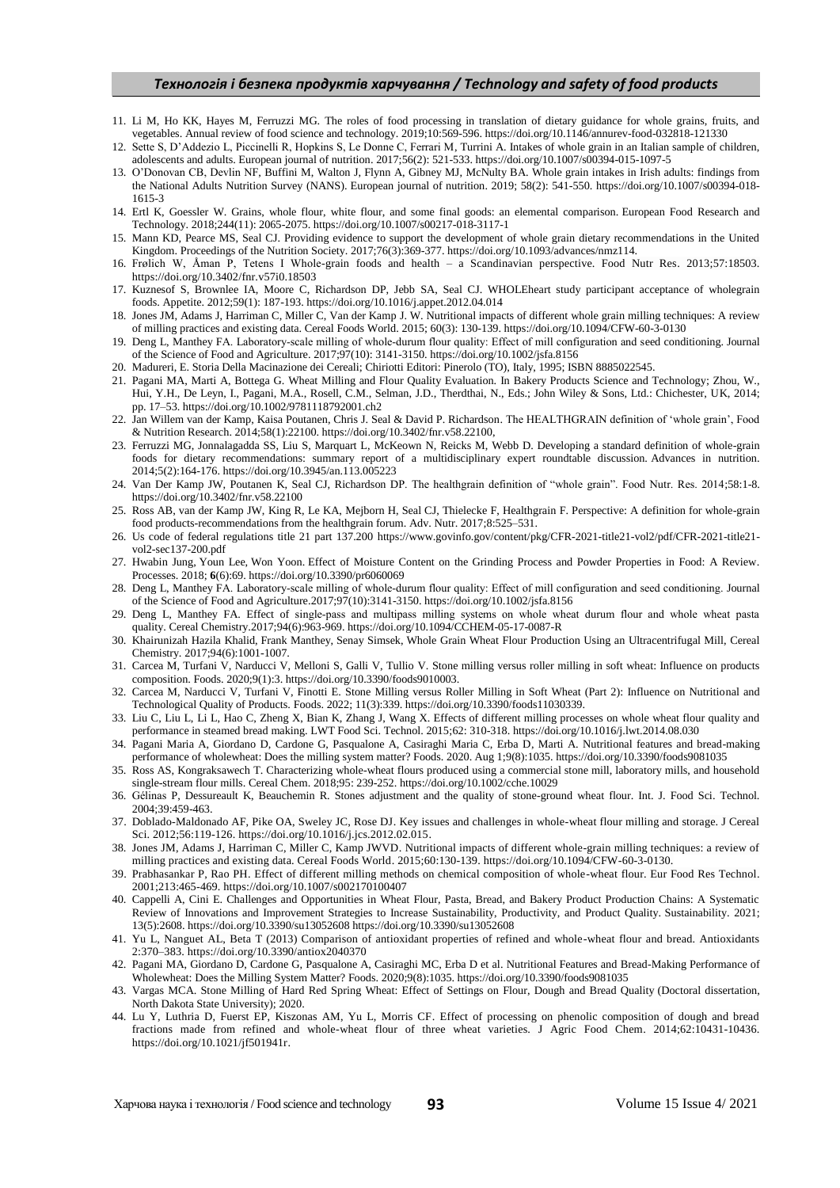11. Li M, Ho KK, Hayes M, Ferruzzi MG. The roles of food processing in translation of dietary guidance for whole grains, fruits, and vegetables. Annual review of food science and technology. 2019;10:569-596. https://doi.org/10.1146/annurev-food-032818-121330
12. Sette S, D'Addezio L, Piccinelli R, Hopkins S, Le Donne C, Ferrari M, Turrini A. Intakes of whole grain in an Italian sample of children, adolescents and adults. European journal of nutrition. 2017;56(2): 521-533. https://doi.org/10.1007/s00394-015-1097-5
13. O'Donovan CB, Devlin NF, Buffini M, Walton J, Flynn A, Gibney MJ, McNulty BA. Whole grain intakes in Irish adults: findings from the National Adults Nutrition Survey (NANS). European journal of nutrition. 2019; 58(2): 541-550. https://doi.org/10.1007/s00394-018-1615-3
14. Ertl K, Goessler W. Grains, whole flour, white flour, and some final goods: an elemental comparison. European Food Research and Technology. 2018;244(11): 2065-2075. https://doi.org/10.1007/s00217-018-3117-1
15. Mann KD, Pearce MS, Seal CJ. Providing evidence to support the development of whole grain dietary recommendations in the United Kingdom. Proceedings of the Nutrition Society. 2017;76(3):369-377. https://doi.org/10.1093/advances/nmz114.
16. Frølich W, Åman P, Tetens I Whole-grain foods and health – a Scandinavian perspective. Food Nutr Res. 2013;57:18503. https://doi.org/10.3402/fnr.v57i0.18503
17. Kuznesof S, Brownlee IA, Moore C, Richardson DP, Jebb SA, Seal CJ. WHOLEheart study participant acceptance of wholegrain foods. Appetite. 2012;59(1): 187-193. https://doi.org/10.1016/j.appet.2012.04.014
18. Jones JM, Adams J, Harriman C, Miller C, Van der Kamp J. W. Nutritional impacts of different whole grain milling techniques: A review of milling practices and existing data. Cereal Foods World. 2015; 60(3): 130-139. https://doi.org/10.1094/CFW-60-3-0130
19. Deng L, Manthey FA. Laboratory-scale milling of whole-durum flour quality: Effect of mill configuration and seed conditioning. Journal of the Science of Food and Agriculture. 2017;97(10): 3141-3150. https://doi.org/10.1002/jsfa.8156
20. Madureri, E. Storia Della Macinazione dei Cereali; Chiriotti Editori: Pinerolo (TO), Italy, 1995; ISBN 8885022545.
21. Pagani MA, Marti A, Bottega G. Wheat Milling and Flour Quality Evaluation. In Bakery Products Science and Technology; Zhou, W., Hui, Y.H., De Leyn, I., Pagani, M.A., Rosell, C.M., Selman, J.D., Therdthai, N., Eds.; John Wiley & Sons, Ltd.: Chichester, UK, 2014; pp. 17–53. https://doi.org/10.1002/9781118792001.ch2
22. Jan Willem van der Kamp, Kaisa Poutanen, Chris J. Seal & David P. Richardson. The HEALTHGRAIN definition of 'whole grain', Food & Nutrition Research. 2014;58(1):22100. https://doi.org/10.3402/fnr.v58.22100,
23. Ferruzzi MG, Jonnalagadda SS, Liu S, Marquart L, McKeown N, Reicks M, Webb D. Developing a standard definition of whole-grain foods for dietary recommendations: summary report of a multidisciplinary expert roundtable discussion. Advances in nutrition. 2014;5(2):164-176. https://doi.org/10.3945/an.113.005223
24. Van Der Kamp JW, Poutanen K, Seal CJ, Richardson DP. The healthgrain definition of "whole grain". Food Nutr. Res. 2014;58:1-8. https://doi.org/10.3402/fnr.v58.22100
25. Ross AB, van der Kamp JW, King R, Le KA, Mejborn H, Seal CJ, Thielecke F, Healthgrain F. Perspective: A definition for whole-grain food products-recommendations from the healthgrain forum. Adv. Nutr. 2017;8:525–531.
26. Us code of federal regulations title 21 part 137.200 https://www.govinfo.gov/content/pkg/CFR-2021-title21-vol2/pdf/CFR-2021-title21-vol2-sec137-200.pdf
27. Hwabin Jung, Youn Lee, Won Yoon. Effect of Moisture Content on the Grinding Process and Powder Properties in Food: A Review. Processes. 2018; **6**(6):69. https://doi.org/10.3390/pr6060069
28. Deng L, Manthey FA. Laboratory-scale milling of whole-durum flour quality: Effect of mill configuration and seed conditioning. Journal of the Science of Food and Agriculture.2017;97(10):3141-3150. https://doi.org/10.1002/jsfa.8156
29. Deng L, Manthey FA. Effect of single-pass and multipass milling systems on whole wheat durum flour and whole wheat pasta quality. Cereal Chemistry.2017;94(6):963-969. https://doi.org/10.1094/CCHEM-05-17-0087-R
30. Khairunizah Hazila Khalid, Frank Manthey, Senay Simsek, Whole Grain Wheat Flour Production Using an Ultracentrifugal Mill, Cereal Chemistry. 2017;94(6):1001-1007.
31. Carcea M, Turfani V, Narducci V, Melloni S, Galli V, Tullio V. Stone milling versus roller milling in soft wheat: Influence on products composition. Foods. 2020;9(1):3. https://doi.org/10.3390/foods9010003.
32. Carcea M, Narducci V, Turfani V, Finotti E. Stone Milling versus Roller Milling in Soft Wheat (Part 2): Influence on Nutritional and Technological Quality of Products. Foods. 2022; 11(3):339. https://doi.org/10.3390/foods11030339.
33. Liu C, Liu L, Li L, Hao C, Zheng X, Bian K, Zhang J, Wang X. Effects of different milling processes on whole wheat flour quality and performance in steamed bread making. LWT Food Sci. Technol. 2015;62: 310-318. https://doi.org/10.1016/j.lwt.2014.08.030
34. Pagani Maria A, Giordano D, Cardone G, Pasqualone A, Casiraghi Maria C, Erba D, Marti A. Nutritional features and bread-making performance of wholewheat: Does the milling system matter? Foods. 2020. Aug 1;9(8):1035. https://doi.org/10.3390/foods9081035
35. Ross AS, Kongraksawech T. Characterizing whole-wheat flours produced using a commercial stone mill, laboratory mills, and household single-stream flour mills. Cereal Chem. 2018;95: 239-252. https://doi.org/10.1002/cche.10029
36. Gélinas P, Dessureault K, Beauchemin R. Stones adjustment and the quality of stone-ground wheat flour. Int. J. Food Sci. Technol. 2004;39:459-463.
37. Doblado-Maldonado AF, Pike OA, Sweley JC, Rose DJ. Key issues and challenges in whole-wheat flour milling and storage. J Cereal Sci. 2012;56:119-126. https://doi.org/10.1016/j.jcs.2012.02.015.
38. Jones JM, Adams J, Harriman C, Miller C, Kamp JWVD. Nutritional impacts of different whole-grain milling techniques: a review of milling practices and existing data. Cereal Foods World. 2015;60:130-139. https://doi.org/10.1094/CFW-60-3-0130.
39. Prabhasankar P, Rao PH. Effect of different milling methods on chemical composition of whole-wheat flour. Eur Food Res Technol. 2001;213:465-469. https://doi.org/10.1007/s002170100407
40. Cappelli A, Cini E. Challenges and Opportunities in Wheat Flour, Pasta, Bread, and Bakery Product Production Chains: A Systematic Review of Innovations and Improvement Strategies to Increase Sustainability, Productivity, and Product Quality. Sustainability. 2021; 13(5):2608. https://doi.org/10.3390/su13052608 https://doi.org/10.3390/su13052608
41. Yu L, Nanguet AL, Beta T (2013) Comparison of antioxidant properties of refined and whole-wheat flour and bread. Antioxidants 2:370–383. https://doi.org/10.3390/antiox2040370
42. Pagani MA, Giordano D, Cardone G, Pasqualone A, Casiraghi MC, Erba D et al. Nutritional Features and Bread-Making Performance of Wholewheat: Does the Milling System Matter? Foods. 2020;9(8):1035. https://doi.org/10.3390/foods9081035
43. Vargas MCA. Stone Milling of Hard Red Spring Wheat: Effect of Settings on Flour, Dough and Bread Quality (Doctoral dissertation, North Dakota State University); 2020.
44. Lu Y, Luthria D, Fuerst EP, Kiszonas AM, Yu L, Morris CF. Effect of processing on phenolic composition of dough and bread fractions made from refined and whole-wheat flour of three wheat varieties. J Agric Food Chem. 2014;62:10431-10436. https://doi.org/10.1021/jf501941r.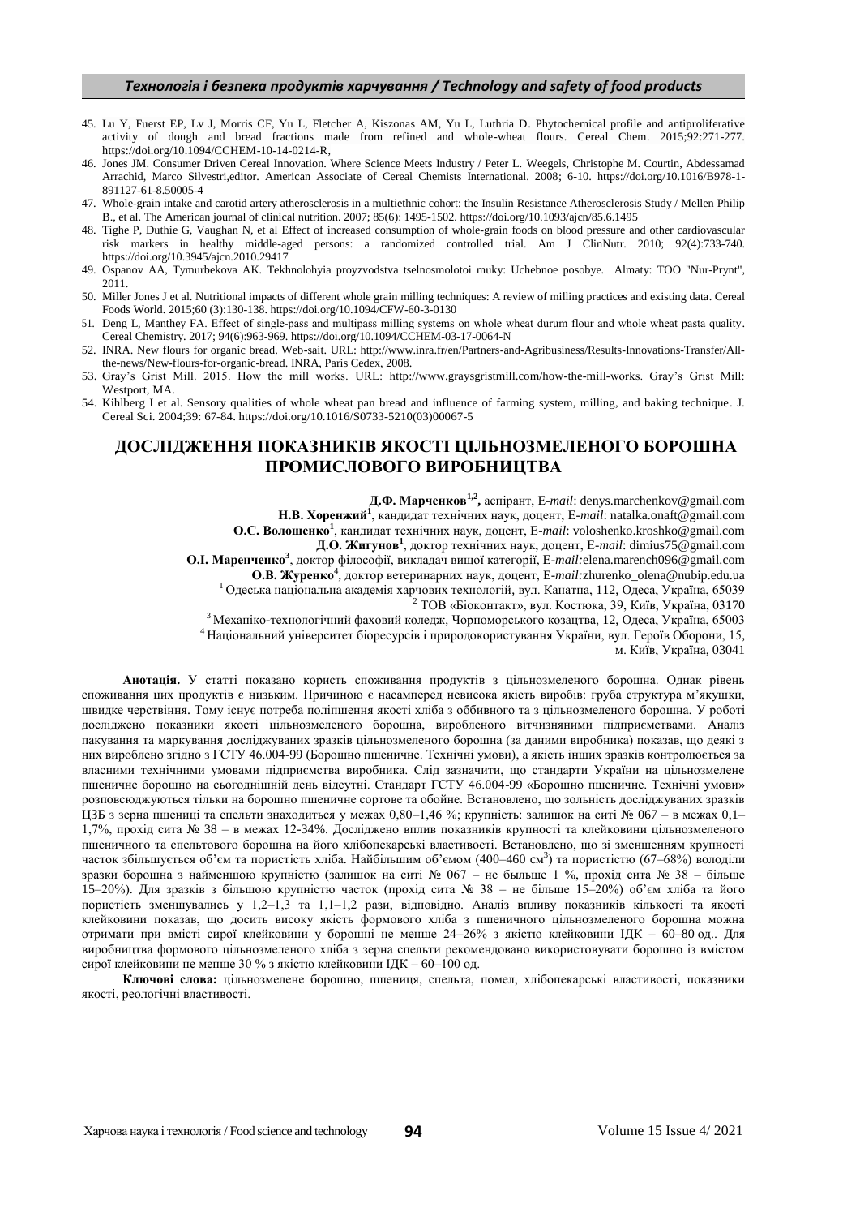45. Lu Y, Fuerst EP, Lv J, Morris CF, Yu L, Fletcher A, Kiszonas AM, Yu L, Luthria D. Phytochemical profile and antiproliferative activity of dough and bread fractions made from refined and whole-wheat flours. Cereal Chem. 2015;92:271-277. https://doi.org/10.1094/CCHEM-10-14-0214-R,
46. Jones JM. Consumer Driven Cereal Innovation. Where Science Meets Industry / Peter L. Weegels, Christophe M. Courtin, Abdessamad Arrachid, Marco Silvestri,editor. American Associate of Cereal Chemists International. 2008; 6-10. https://doi.org/10.1016/B978-1-891127-61-8.50005-4
47. Whole-grain intake and carotid artery atherosclerosis in a multiethnic cohort: the Insulin Resistance Atherosclerosis Study / Mellen Philip B., et al. The American journal of clinical nutrition. 2007; 85(6): 1495-1502. https://doi.org/10.1093/ajcn/85.6.1495
48. Tighe P, Duthie G, Vaughan N, et al Effect of increased consumption of whole-grain foods on blood pressure and other cardiovascular risk markers in healthy middle-aged persons: a randomized controlled trial. Am J ClinNutr. 2010; 92(4):733-740. https://doi.org/10.3945/ajcn.2010.29417
49. Ospanov AA, Tymurbekova AK. Tekhnolohyia proyzvodstva tselnosmolotoi muky: Uchebnoe posobye. Almaty: TOO "Nur-Prynt", 2011.
50. Miller Jones J et al. Nutritional impacts of different whole grain milling techniques: A review of milling practices and existing data. Cereal Foods World. 2015;60 (3):130-138. https://doi.org/10.1094/CFW-60-3-0130
51. Deng L, Manthey FA. Effect of single-pass and multipass milling systems on whole wheat durum flour and whole wheat pasta quality. Cereal Chemistry. 2017; 94(6):963-969. https://doi.org/10.1094/CCHEM-03-17-0064-N
52. INRA. New flours for organic bread. Web-sait. URL: http://www.inra.fr/en/Partners-and-Agribusiness/Results-Innovations-Transfer/All-the-news/New-flours-for-organic-bread. INRA, Paris Cedex, 2008.
53. Gray's Grist Mill. 2015. How the mill works. URL: http://www.graysgristmill.com/how-the-mill-works. Gray's Grist Mill: Westport, MA.
54. Kihlberg I et al. Sensory qualities of whole wheat pan bread and influence of farming system, milling, and baking technique. J. Cereal Sci. 2004;39: 67-84. https://doi.org/10.1016/S0733-5210(03)00067-5

# ДОСЛІДЖЕННЯ ПОКАЗНИКІВ ЯКОСТІ ЦІЛЬНОЗМЕЛЕНОГО БОРОШНА ПРОМИСЛОВОГО ВИРОБНИЦТВА

**Д.Ф. Марченков**[1,2], аспірант, E-*mail*: denys.marchenkov@gmail.com
**Н.В. Хоренжий**[1], кандидат технічних наук, доцент, E-*mail*: natalka.onaft@gmail.com
**О.С. Волошенко**[1], кандидат технічних наук, доцент, E-*mail*: voloshenko.kroshko@gmail.com
**Д.О. Жигунов**[1], доктор технічних наук, доцент, E-*mail*: dimius75@gmail.com
**О.І. Маренченко**[3], доктор філософії, викладач вищої категорії, E-*mail*:elena.marench096@gmail.com
**О.В. Журенко**[4], доктор ветеринарних наук, доцент, E-*mail*:zhurenko_olena@nubip.edu.ua

[1] Одеська національна академія харчових технологій, вул. Канатна, 112, Одеса, Україна, 65039
[2] ТОВ «Біоконтакт», вул. Костюка, 39, Київ, Україна, 03170
[3] Механіко-технологічний фаховий коледж, Чорноморського козацтва, 12, Одеса, Україна, 65003
[4] Національний університет біоресурсів і природокористування України, вул. Героїв Оборони, 15, м. Київ, Україна, 03041

**Анотація.** У статті показано користь споживання продуктів з цільнозмеленого борошна. Однак рівень споживання цих продуктів є низьким. Причиною є насамперед невисока якість виробів: груба структура м'якушки, швидке черствіння. Тому існує потреба поліпшення якості хліба з оббивного та з цільнозмеленого борошна. У роботі досліджено показники якості цільнозмеленого борошна, виробленого вітчизняними підприємствами. Аналіз пакування та маркування досліджуваних зразків цільнозмеленого борошна (за даними виробника) показав, що деякі з них вироблено згідно з ГСТУ 46.004-99 (Борошно пшеничне. Технічні умови), а якість інших зразків контролюється за власними технічними умовами підприємства виробника. Слід зазначити, що стандарти України на цільнозмелене пшеничне борошно на сьогоднішній день відсутні. Стандарт ГСТУ 46.004-99 «Борошно пшеничне. Технічні умови» розповсюджуються тільки на борошно пшеничне сортове та обойне. Встановлено, що зольність досліджуваних зразків ЦЗБ з зерна пшениці та спельти знаходиться у межах 0,80–1,46 %; крупність: залишок на ситі № 067 – в межах 0,1–1,7%, прохід сита № 38 – в межах 12-34%. Досліджено вплив показників крупності та клейковини цільнозмеленого пшеничного та спельтового борошна на його хлібопекарські властивості. Встановлено, що зі зменшенням крупності часток збільшується об'єм та пористість хліба. Найбільшим об'ємом (400–460 см$^3$) та пористістю (67–68%) володіли зразки борошна з найменшою крупністю (залишок на ситі № 067 – не бильше 1 %, прохід сита № 38 – більше 15–20%). Для зразків з більшою крупністю часток (прохід сита № 38 – не більше 15–20%) об'єм хліба та його пористість зменшувались у 1,2–1,3 та 1,1–1,2 рази, відповідно. Аналіз впливу показників кількості та якості клейковини показав, що досить високу якість формового хліба з пшеничного цільнозмеленого борошна можна отримати при вмісті сирої клейковини у борошні не менше 24–26% з якістю клейковини ІДК – 60–80 од.. Для виробництва формового цільнозмеленого хліба з зерна спельти рекомендовано використовувати борошно із вмістом сирої клейковини не менше 30 % з якістю клейковини ІДК – 60–100 од.

**Ключові слова:** цільнозмелене борошно, пшениця, спельта, помел, хлібопекарські властивості, показники якості, реологічні властивості.